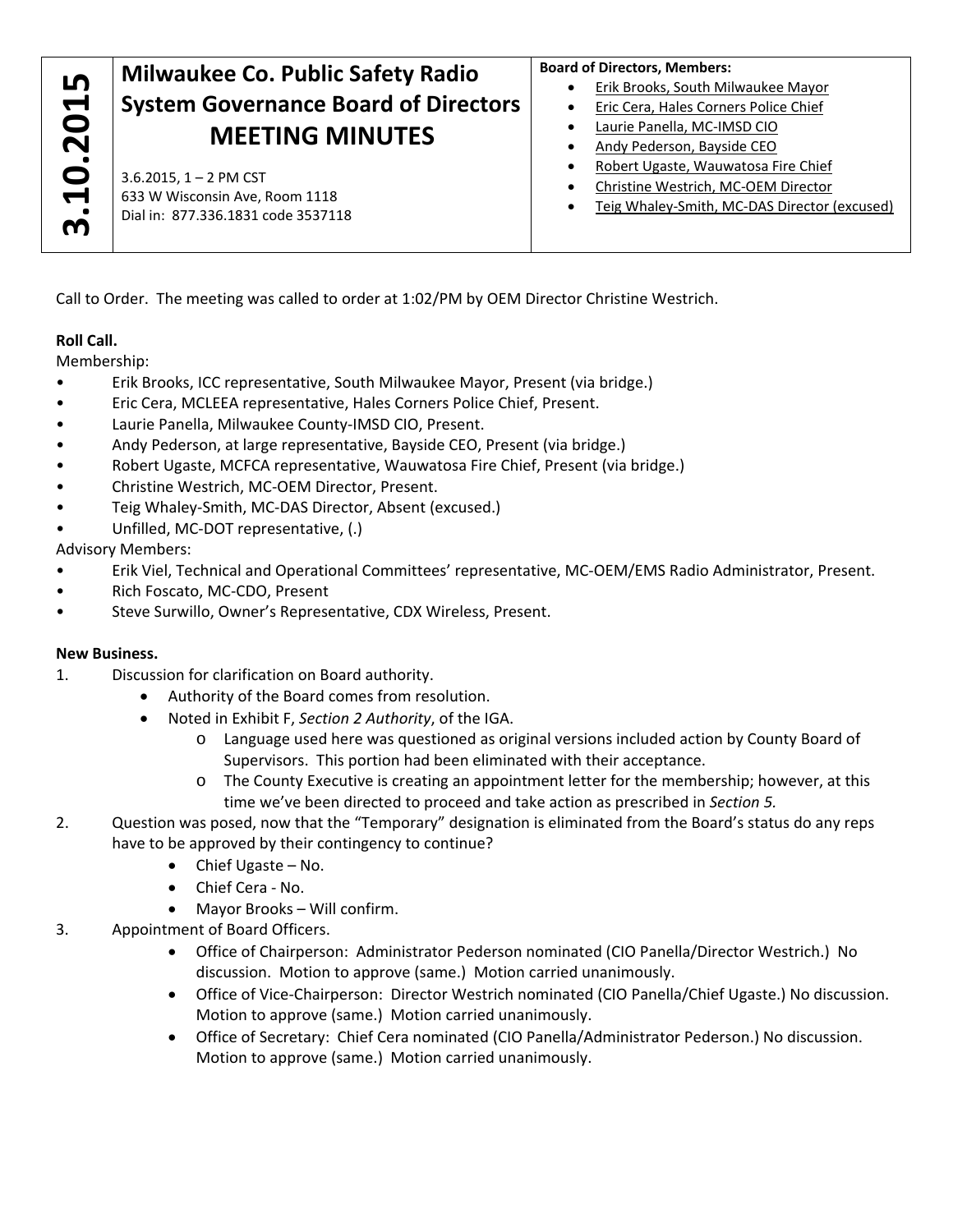**3.10.2015**

# Milwaukee Co. Public Safety Radio System Governance Board of Directors MEETING MINUTES

3.6.2015, 1 – 2 PM CST
633 W Wisconsin Ave, Room 1118
Dial in: 877.336.1831 code 3537118

**Board of Directors, Members:**

- Erik Brooks, South Milwaukee Mayor
- Eric Cera, Hales Corners Police Chief
- Laurie Panella, MC-IMSD CIO
- Andy Pederson, Bayside CEO
- Robert Ugaste, Wauwatosa Fire Chief
- Christine Westrich, MC-OEM Director
- Teig Whaley-Smith, MC-DAS Director (excused)

Call to Order. The meeting was called to order at 1:02/PM by OEM Director Christine Westrich.

**Roll Call.**

Membership:

- Erik Brooks, ICC representative, South Milwaukee Mayor, Present (via bridge.)
- Eric Cera, MCLEEA representative, Hales Corners Police Chief, Present.
- Laurie Panella, Milwaukee County-IMSD CIO, Present.
- Andy Pederson, at large representative, Bayside CEO, Present (via bridge.)
- Robert Ugaste, MCFCA representative, Wauwatosa Fire Chief, Present (via bridge.)
- Christine Westrich, MC-OEM Director, Present.
- Teig Whaley-Smith, MC-DAS Director, Absent (excused.)
- Unfilled, MC-DOT representative, (.)

Advisory Members:

- Erik Viel, Technical and Operational Committees' representative, MC-OEM/EMS Radio Administrator, Present.
- Rich Foscato, MC-CDO, Present
- Steve Surwillo, Owner's Representative, CDX Wireless, Present.

**New Business.**

1. Discussion for clarification on Board authority.
   - Authority of the Board comes from resolution.
   - Noted in Exhibit F, *Section 2 Authority*, of the IGA.
     - Language used here was questioned as original versions included action by County Board of Supervisors. This portion had been eliminated with their acceptance.
     - The County Executive is creating an appointment letter for the membership; however, at this time we've been directed to proceed and take action as prescribed in *Section 5.*
2. Question was posed, now that the "Temporary" designation is eliminated from the Board's status do any reps have to be approved by their contingency to continue?
   - Chief Ugaste – No.
   - Chief Cera - No.
   - Mayor Brooks – Will confirm.
3. Appointment of Board Officers.
   - Office of Chairperson: Administrator Pederson nominated (CIO Panella/Director Westrich.) No discussion. Motion to approve (same.) Motion carried unanimously.
   - Office of Vice-Chairperson: Director Westrich nominated (CIO Panella/Chief Ugaste.) No discussion. Motion to approve (same.) Motion carried unanimously.
   - Office of Secretary: Chief Cera nominated (CIO Panella/Administrator Pederson.) No discussion. Motion to approve (same.) Motion carried unanimously.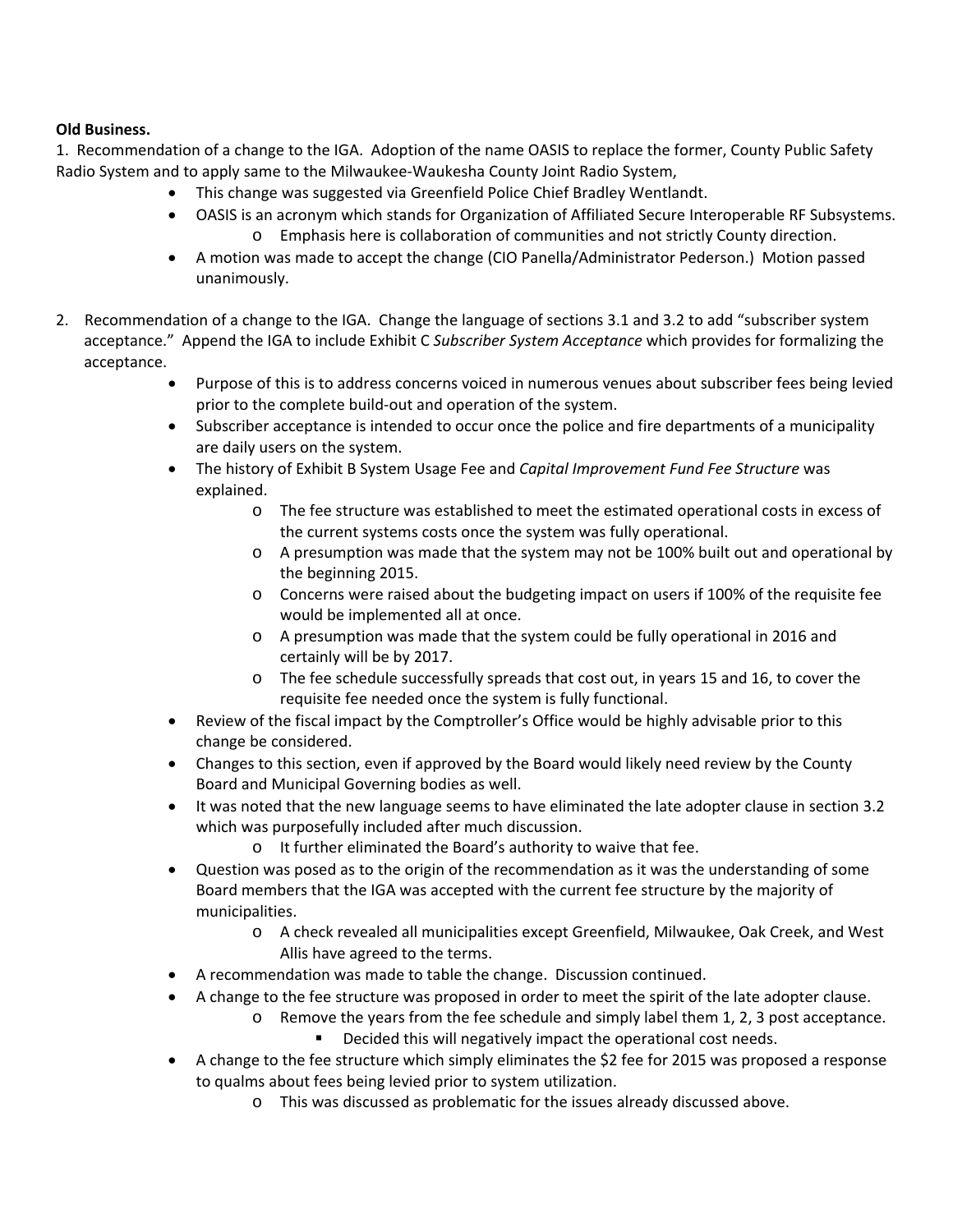**Old Business.**

1. Recommendation of a change to the IGA. Adoption of the name OASIS to replace the former, County Public Safety Radio System and to apply same to the Milwaukee-Waukesha County Joint Radio System,
    - This change was suggested via Greenfield Police Chief Bradley Wentlandt.
    - OASIS is an acronym which stands for Organization of Affiliated Secure Interoperable RF Subsystems.
        - Emphasis here is collaboration of communities and not strictly County direction.
    - A motion was made to accept the change (CIO Panella/Administrator Pederson.) Motion passed unanimously.

2. Recommendation of a change to the IGA. Change the language of sections 3.1 and 3.2 to add "subscriber system acceptance." Append the IGA to include Exhibit C *Subscriber System Acceptance* which provides for formalizing the acceptance.
    - Purpose of this is to address concerns voiced in numerous venues about subscriber fees being levied prior to the complete build-out and operation of the system.
    - Subscriber acceptance is intended to occur once the police and fire departments of a municipality are daily users on the system.
    - The history of Exhibit B System Usage Fee and *Capital Improvement Fund Fee Structure* was explained.
        - The fee structure was established to meet the estimated operational costs in excess of the current systems costs once the system was fully operational.
        - A presumption was made that the system may not be 100% built out and operational by the beginning 2015.
        - Concerns were raised about the budgeting impact on users if 100% of the requisite fee would be implemented all at once.
        - A presumption was made that the system could be fully operational in 2016 and certainly will be by 2017.
        - The fee schedule successfully spreads that cost out, in years 15 and 16, to cover the requisite fee needed once the system is fully functional.
    - Review of the fiscal impact by the Comptroller's Office would be highly advisable prior to this change be considered.
    - Changes to this section, even if approved by the Board would likely need review by the County Board and Municipal Governing bodies as well.
    - It was noted that the new language seems to have eliminated the late adopter clause in section 3.2 which was purposefully included after much discussion.
        - It further eliminated the Board's authority to waive that fee.
    - Question was posed as to the origin of the recommendation as it was the understanding of some Board members that the IGA was accepted with the current fee structure by the majority of municipalities.
        - A check revealed all municipalities except Greenfield, Milwaukee, Oak Creek, and West Allis have agreed to the terms.
    - A recommendation was made to table the change. Discussion continued.
    - A change to the fee structure was proposed in order to meet the spirit of the late adopter clause.
        - Remove the years from the fee schedule and simply label them 1, 2, 3 post acceptance.
            - Decided this will negatively impact the operational cost needs.
    - A change to the fee structure which simply eliminates the $2 fee for 2015 was proposed a response to qualms about fees being levied prior to system utilization.
        - This was discussed as problematic for the issues already discussed above.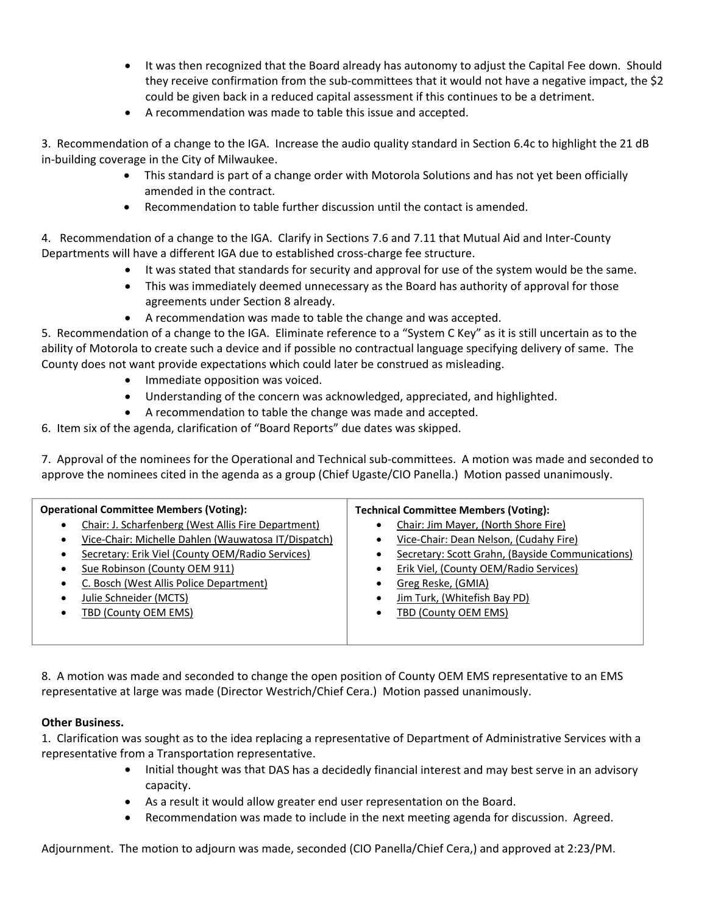- It was then recognized that the Board already has autonomy to adjust the Capital Fee down. Should they receive confirmation from the sub-committees that it would not have a negative impact, the $2 could be given back in a reduced capital assessment if this continues to be a detriment.
- A recommendation was made to table this issue and accepted.

3. Recommendation of a change to the IGA. Increase the audio quality standard in Section 6.4c to highlight the 21 dB in-building coverage in the City of Milwaukee.
   - This standard is part of a change order with Motorola Solutions and has not yet been officially amended in the contract.
   - Recommendation to table further discussion until the contact is amended.

4. Recommendation of a change to the IGA. Clarify in Sections 7.6 and 7.11 that Mutual Aid and Inter-County Departments will have a different IGA due to established cross-charge fee structure.
   - It was stated that standards for security and approval for use of the system would be the same.
   - This was immediately deemed unnecessary as the Board has authority of approval for those agreements under Section 8 already.
   - A recommendation was made to table the change and was accepted.

5. Recommendation of a change to the IGA. Eliminate reference to a "System C Key" as it is still uncertain as to the ability of Motorola to create such a device and if possible no contractual language specifying delivery of same. The County does not want provide expectations which could later be construed as misleading.
   - Immediate opposition was voiced.
   - Understanding of the concern was acknowledged, appreciated, and highlighted.
   - A recommendation to table the change was made and accepted.

6. Item six of the agenda, clarification of "Board Reports" due dates was skipped.

7. Approval of the nominees for the Operational and Technical sub-committees. A motion was made and seconded to approve the nominees cited in the agenda as a group (Chief Ugaste/CIO Panella.) Motion passed unanimously.

| **Operational Committee Members (Voting):** | **Technical Committee Members (Voting):** |
|---|---|
| Chair: J. Scharfenberg (West Allis Fire Department) | Chair: Jim Mayer, (North Shore Fire) |
| Vice-Chair: Michelle Dahlen (Wauwatosa IT/Dispatch) | Vice-Chair: Dean Nelson, (Cudahy Fire) |
| Secretary: Erik Viel (County OEM/Radio Services) | Secretary: Scott Grahn, (Bayside Communications) |
| Sue Robinson (County OEM 911) | Erik Viel, (County OEM/Radio Services) |
| C. Bosch (West Allis Police Department) | Greg Reske, (GMIA) |
| Julie Schneider (MCTS) | Jim Turk, (Whitefish Bay PD) |
| TBD (County OEM EMS) | TBD (County OEM EMS) |

8. A motion was made and seconded to change the open position of County OEM EMS representative to an EMS representative at large was made (Director Westrich/Chief Cera.) Motion passed unanimously.

**Other Business.**

1. Clarification was sought as to the idea replacing a representative of Department of Administrative Services with a representative from a Transportation representative.
   - Initial thought was that DAS has a decidedly financial interest and may best serve in an advisory capacity.
   - As a result it would allow greater end user representation on the Board.
   - Recommendation was made to include in the next meeting agenda for discussion. Agreed.

Adjournment. The motion to adjourn was made, seconded (CIO Panella/Chief Cera,) and approved at 2:23/PM.